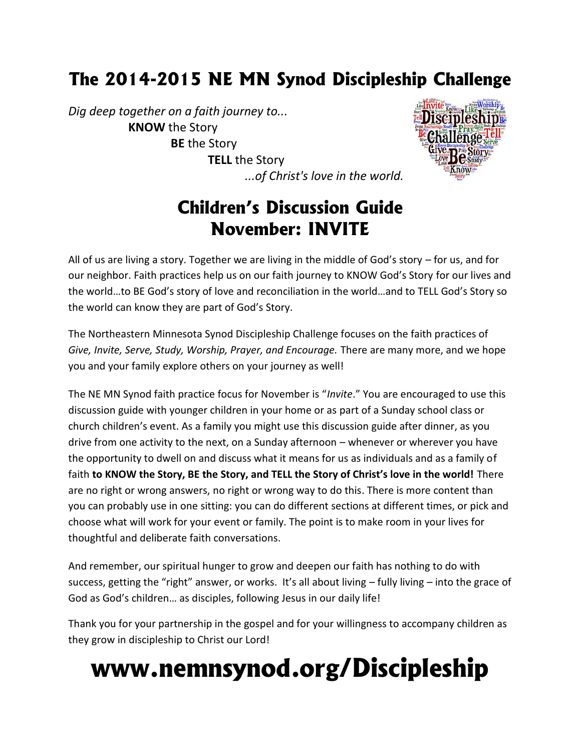# The 2014-2015 NE MN Synod Discipleship Challenge

*Dig deep together on a faith journey to...*
**KNOW** the Story
**BE** the Story
**TELL** the Story
*...of Christ's love in the world.*

## Children's Discussion Guide
## November: INVITE

All of us are living a story. Together we are living in the middle of God's story – for us, and for our neighbor. Faith practices help us on our faith journey to KNOW God's Story for our lives and the world…to BE God's story of love and reconciliation in the world…and to TELL God's Story so the world can know they are part of God's Story.

The Northeastern Minnesota Synod Discipleship Challenge focuses on the faith practices of *Give, Invite, Serve, Study, Worship, Prayer, and Encourage.* There are many more, and we hope you and your family explore others on your journey as well!

The NE MN Synod faith practice focus for November is "*Invite*." You are encouraged to use this discussion guide with younger children in your home or as part of a Sunday school class or church children's event. As a family you might use this discussion guide after dinner, as you drive from one activity to the next, on a Sunday afternoon – whenever or wherever you have the opportunity to dwell on and discuss what it means for us as individuals and as a family of faith **to KNOW the Story, BE the Story, and TELL the Story of Christ's love in the world!** There are no right or wrong answers, no right or wrong way to do this. There is more content than you can probably use in one sitting: you can do different sections at different times, or pick and choose what will work for your event or family. The point is to make room in your lives for thoughtful and deliberate faith conversations.

And remember, our spiritual hunger to grow and deepen our faith has nothing to do with success, getting the "right" answer, or works. It's all about living – fully living – into the grace of God as God's children… as disciples, following Jesus in our daily life!

Thank you for your partnership in the gospel and for your willingness to accompany children as they grow in discipleship to Christ our Lord!

# www.nemnsynod.org/Discipleship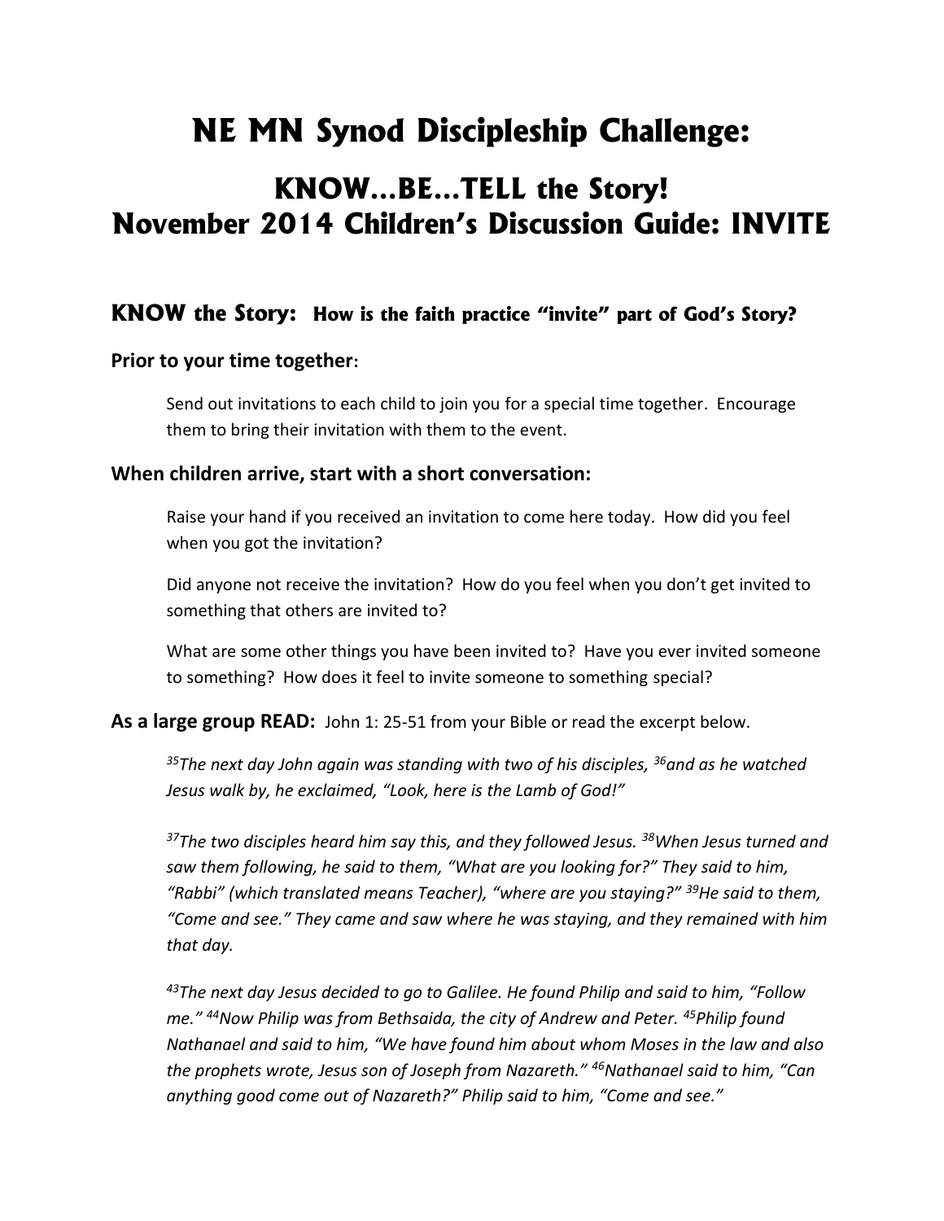# NE MN Synod Discipleship Challenge:

## KNOW…BE…TELL the Story!
## November 2014 Children's Discussion Guide: INVITE

### KNOW the Story: How is the faith practice "invite" part of God's Story?

**Prior to your time together:**

Send out invitations to each child to join you for a special time together. Encourage them to bring their invitation with them to the event.

**When children arrive, start with a short conversation:**

Raise your hand if you received an invitation to come here today. How did you feel when you got the invitation?

Did anyone not receive the invitation? How do you feel when you don't get invited to something that others are invited to?

What are some other things you have been invited to? Have you ever invited someone to something? How does it feel to invite someone to something special?

**As a large group READ:** John 1: 25-51 from your Bible or read the excerpt below.

*[35]The next day John again was standing with two of his disciples, [36]and as he watched Jesus walk by, he exclaimed, "Look, here is the Lamb of God!"*

*[37]The two disciples heard him say this, and they followed Jesus. [38]When Jesus turned and saw them following, he said to them, "What are you looking for?" They said to him, "Rabbi" (which translated means Teacher), "where are you staying?" [39]He said to them, "Come and see." They came and saw where he was staying, and they remained with him that day.*

*[43]The next day Jesus decided to go to Galilee. He found Philip and said to him, "Follow me." [44]Now Philip was from Bethsaida, the city of Andrew and Peter. [45]Philip found Nathanael and said to him, "We have found him about whom Moses in the law and also the prophets wrote, Jesus son of Joseph from Nazareth." [46]Nathanael said to him, "Can anything good come out of Nazareth?" Philip said to him, "Come and see."*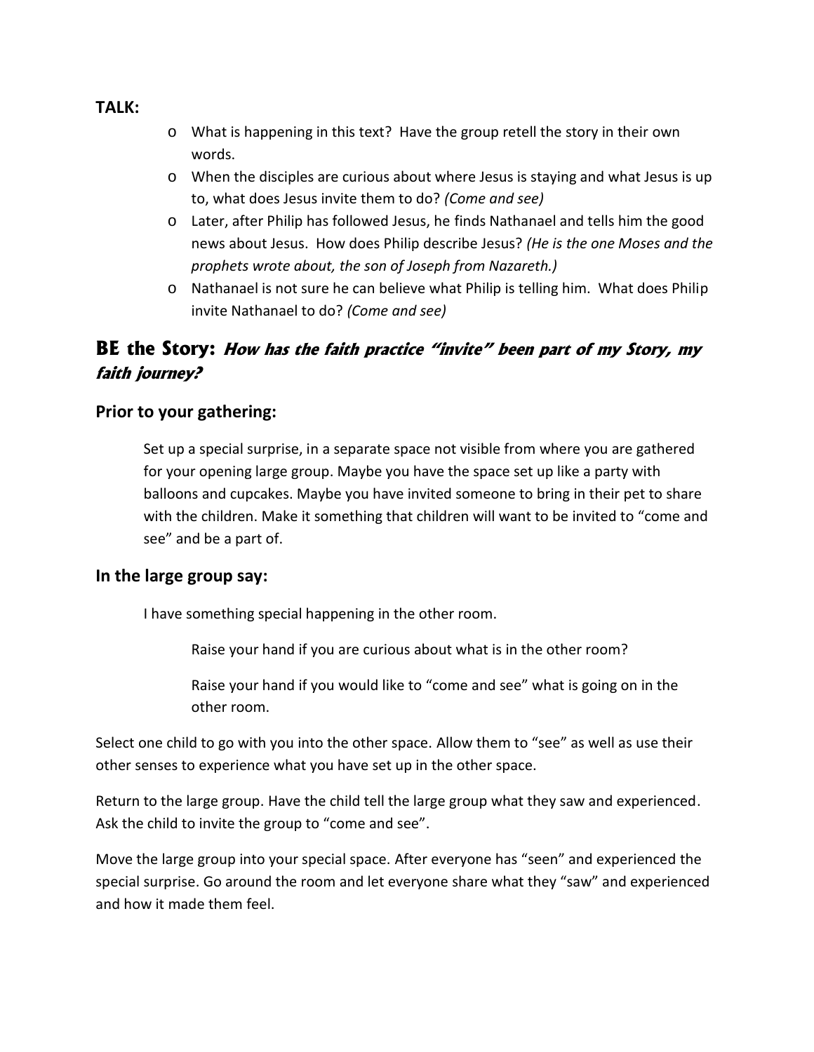**TALK:**

- What is happening in this text? Have the group retell the story in their own words.
- When the disciples are curious about where Jesus is staying and what Jesus is up to, what does Jesus invite them to do? *(Come and see)*
- Later, after Philip has followed Jesus, he finds Nathanael and tells him the good news about Jesus. How does Philip describe Jesus? *(He is the one Moses and the prophets wrote about, the son of Joseph from Nazareth.)*
- Nathanael is not sure he can believe what Philip is telling him. What does Philip invite Nathanael to do? *(Come and see)*

## BE the Story: *How has the faith practice "invite" been part of my Story, my faith journey?*

### Prior to your gathering:

Set up a special surprise, in a separate space not visible from where you are gathered for your opening large group. Maybe you have the space set up like a party with balloons and cupcakes. Maybe you have invited someone to bring in their pet to share with the children. Make it something that children will want to be invited to "come and see" and be a part of.

### In the large group say:

I have something special happening in the other room.

> Raise your hand if you are curious about what is in the other room?
>
> Raise your hand if you would like to "come and see" what is going on in the other room.

Select one child to go with you into the other space. Allow them to "see" as well as use their other senses to experience what you have set up in the other space.

Return to the large group. Have the child tell the large group what they saw and experienced. Ask the child to invite the group to "come and see".

Move the large group into your special space. After everyone has "seen" and experienced the special surprise. Go around the room and let everyone share what they "saw" and experienced and how it made them feel.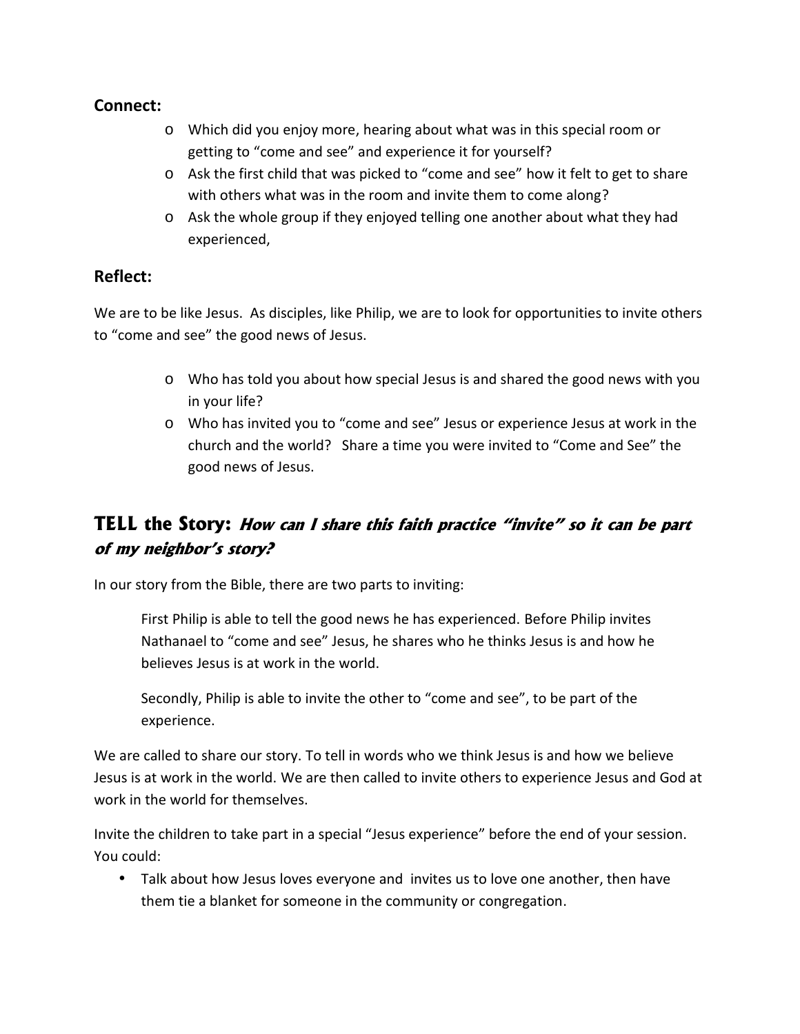### Connect:

- Which did you enjoy more, hearing about what was in this special room or getting to "come and see" and experience it for yourself?
- Ask the first child that was picked to "come and see" how it felt to get to share with others what was in the room and invite them to come along?
- Ask the whole group if they enjoyed telling one another about what they had experienced,

### Reflect:

We are to be like Jesus. As disciples, like Philip, we are to look for opportunities to invite others to "come and see" the good news of Jesus.

- Who has told you about how special Jesus is and shared the good news with you in your life?
- Who has invited you to "come and see" Jesus or experience Jesus at work in the church and the world? Share a time you were invited to "Come and See" the good news of Jesus.

## TELL the Story: *How can I share this faith practice "invite" so it can be part of my neighbor's story?*

In our story from the Bible, there are two parts to inviting:

> First Philip is able to tell the good news he has experienced. Before Philip invites Nathanael to "come and see" Jesus, he shares who he thinks Jesus is and how he believes Jesus is at work in the world.
>
> Secondly, Philip is able to invite the other to "come and see", to be part of the experience.

We are called to share our story. To tell in words who we think Jesus is and how we believe Jesus is at work in the world. We are then called to invite others to experience Jesus and God at work in the world for themselves.

Invite the children to take part in a special "Jesus experience" before the end of your session. You could:

- Talk about how Jesus loves everyone and invites us to love one another, then have them tie a blanket for someone in the community or congregation.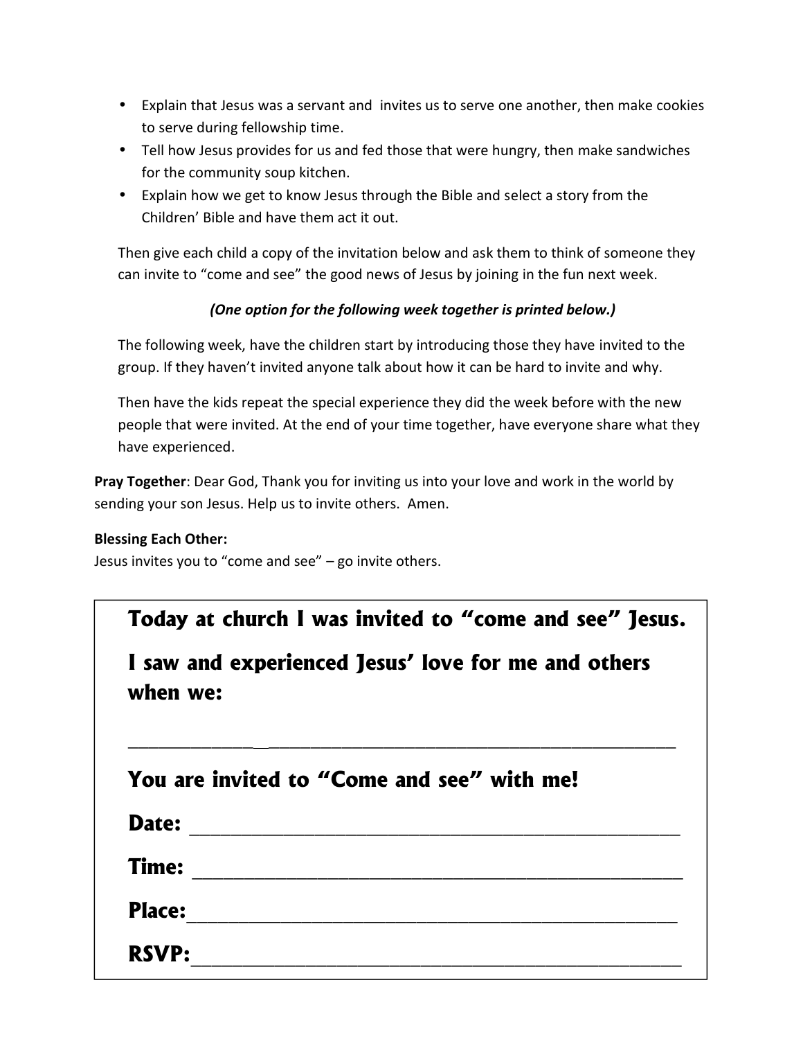- Explain that Jesus was a servant and invites us to serve one another, then make cookies to serve during fellowship time.
- Tell how Jesus provides for us and fed those that were hungry, then make sandwiches for the community soup kitchen.
- Explain how we get to know Jesus through the Bible and select a story from the Children' Bible and have them act it out.

Then give each child a copy of the invitation below and ask them to think of someone they can invite to "come and see" the good news of Jesus by joining in the fun next week.

***(One option for the following week together is printed below.)***

The following week, have the children start by introducing those they have invited to the group. If they haven't invited anyone talk about how it can be hard to invite and why.

Then have the kids repeat the special experience they did the week before with the new people that were invited. At the end of your time together, have everyone share what they have experienced.

**Pray Together**: Dear God, Thank you for inviting us into your love and work in the world by sending your son Jesus. Help us to invite others. Amen.

**Blessing Each Other:**
Jesus invites you to "come and see" – go invite others.

---

**Today at church I was invited to "come and see" Jesus.**

**I saw and experienced Jesus' love for me and others when we:**

______________________________________________

**You are invited to "Come and see" with me!**

**Date:** ______________________________________________

**Time:** ______________________________________________

**Place:** ______________________________________________

**RSVP:** ______________________________________________